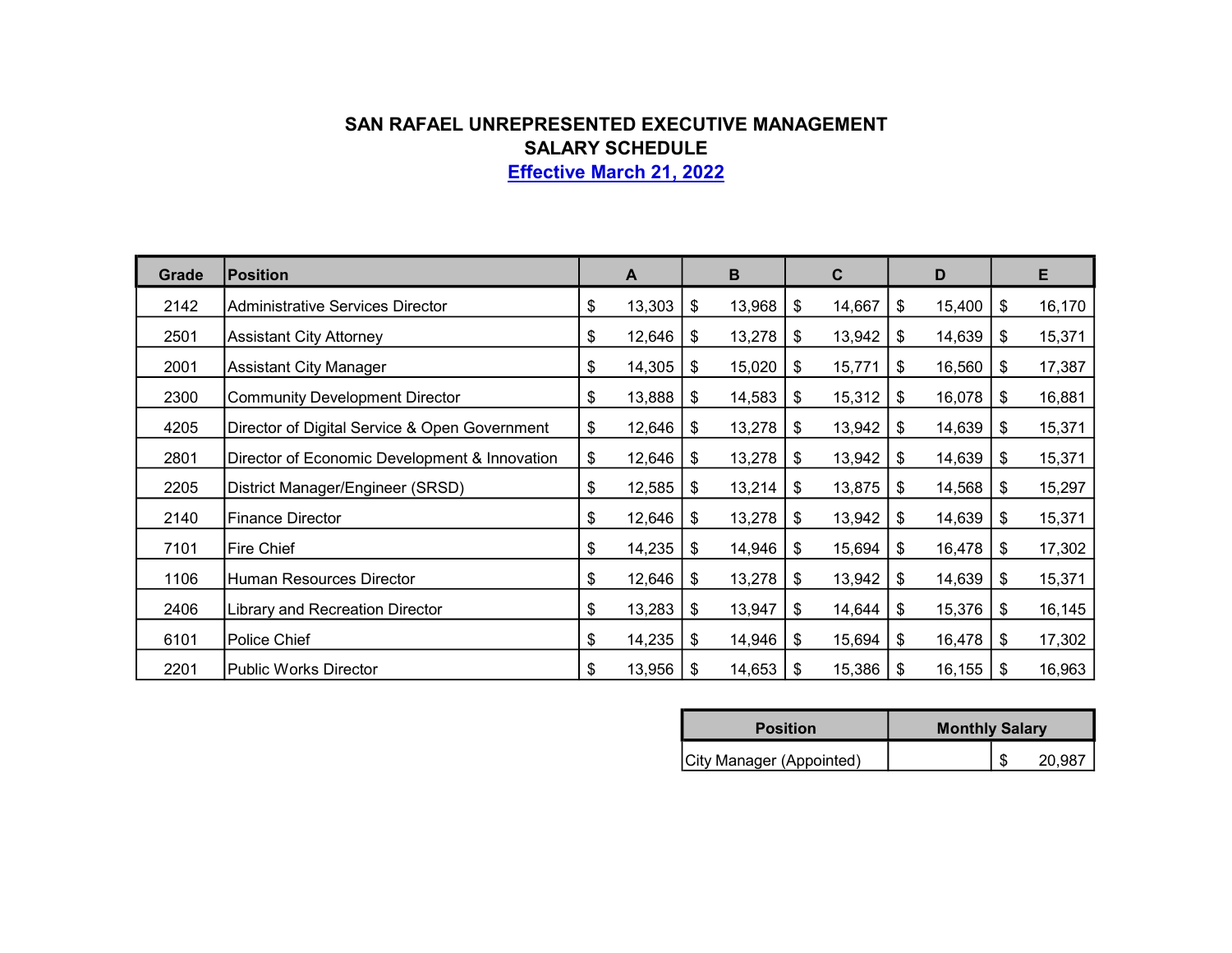# SAN RAFAEL UNREPRESENTED EXECUTIVE MANAGEMENT
# SALARY SCHEDULE
## Effective March 21, 2022

| Grade | Position | A | B | C | D | E |
|---|---|---|---|---|---|---|
| 2142 | Administrative Services Director | $ 13,303 | $ 13,968 | $ 14,667 | $ 15,400 | $ 16,170 |
| 2501 | Assistant City Attorney | $ 12,646 | $ 13,278 | $ 13,942 | $ 14,639 | $ 15,371 |
| 2001 | Assistant City Manager | $ 14,305 | $ 15,020 | $ 15,771 | $ 16,560 | $ 17,387 |
| 2300 | Community Development Director | $ 13,888 | $ 14,583 | $ 15,312 | $ 16,078 | $ 16,881 |
| 4205 | Director of Digital Service & Open Government | $ 12,646 | $ 13,278 | $ 13,942 | $ 14,639 | $ 15,371 |
| 2801 | Director of Economic Development & Innovation | $ 12,646 | $ 13,278 | $ 13,942 | $ 14,639 | $ 15,371 |
| 2205 | District Manager/Engineer (SRSD) | $ 12,585 | $ 13,214 | $ 13,875 | $ 14,568 | $ 15,297 |
| 2140 | Finance Director | $ 12,646 | $ 13,278 | $ 13,942 | $ 14,639 | $ 15,371 |
| 7101 | Fire Chief | $ 14,235 | $ 14,946 | $ 15,694 | $ 16,478 | $ 17,302 |
| 1106 | Human Resources Director | $ 12,646 | $ 13,278 | $ 13,942 | $ 14,639 | $ 15,371 |
| 2406 | Library and Recreation Director | $ 13,283 | $ 13,947 | $ 14,644 | $ 15,376 | $ 16,145 |
| 6101 | Police Chief | $ 14,235 | $ 14,946 | $ 15,694 | $ 16,478 | $ 17,302 |
| 2201 | Public Works Director | $ 13,956 | $ 14,653 | $ 15,386 | $ 16,155 | $ 16,963 |

| Position | Monthly Salary |
|---|---|
| City Manager (Appointed) | $ 20,987 |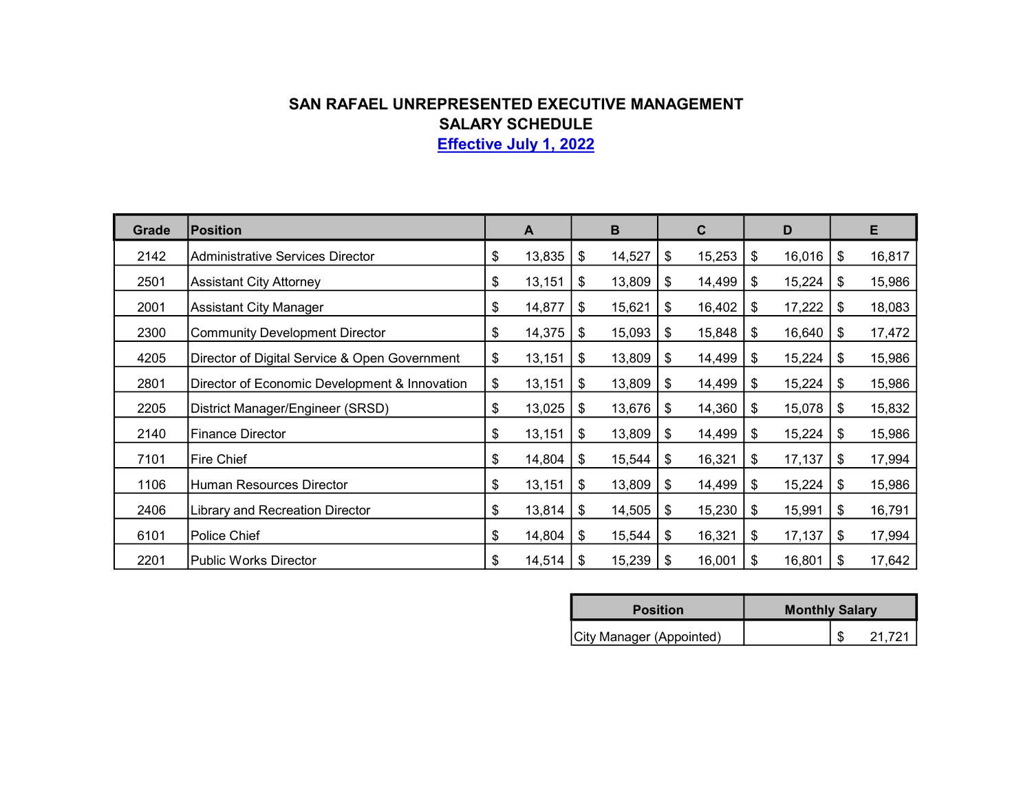# SAN RAFAEL UNREPRESENTED EXECUTIVE MANAGEMENT

## SALARY SCHEDULE

**Effective July 1, 2022**

| Grade | Position | A | B | C | D | E |
|---|---|---|---|---|---|---|
| 2142 | Administrative Services Director | $ 13,835 | $ 14,527 | $ 15,253 | $ 16,016 | $ 16,817 |
| 2501 | Assistant City Attorney | $ 13,151 | $ 13,809 | $ 14,499 | $ 15,224 | $ 15,986 |
| 2001 | Assistant City Manager | $ 14,877 | $ 15,621 | $ 16,402 | $ 17,222 | $ 18,083 |
| 2300 | Community Development Director | $ 14,375 | $ 15,093 | $ 15,848 | $ 16,640 | $ 17,472 |
| 4205 | Director of Digital Service & Open Government | $ 13,151 | $ 13,809 | $ 14,499 | $ 15,224 | $ 15,986 |
| 2801 | Director of Economic Development & Innovation | $ 13,151 | $ 13,809 | $ 14,499 | $ 15,224 | $ 15,986 |
| 2205 | District Manager/Engineer (SRSD) | $ 13,025 | $ 13,676 | $ 14,360 | $ 15,078 | $ 15,832 |
| 2140 | Finance Director | $ 13,151 | $ 13,809 | $ 14,499 | $ 15,224 | $ 15,986 |
| 7101 | Fire Chief | $ 14,804 | $ 15,544 | $ 16,321 | $ 17,137 | $ 17,994 |
| 1106 | Human Resources Director | $ 13,151 | $ 13,809 | $ 14,499 | $ 15,224 | $ 15,986 |
| 2406 | Library and Recreation Director | $ 13,814 | $ 14,505 | $ 15,230 | $ 15,991 | $ 16,791 |
| 6101 | Police Chief | $ 14,804 | $ 15,544 | $ 16,321 | $ 17,137 | $ 17,994 |
| 2201 | Public Works Director | $ 14,514 | $ 15,239 | $ 16,001 | $ 16,801 | $ 17,642 |

| Position | Monthly Salary |
|---|---|
| City Manager (Appointed) | $ 21,721 |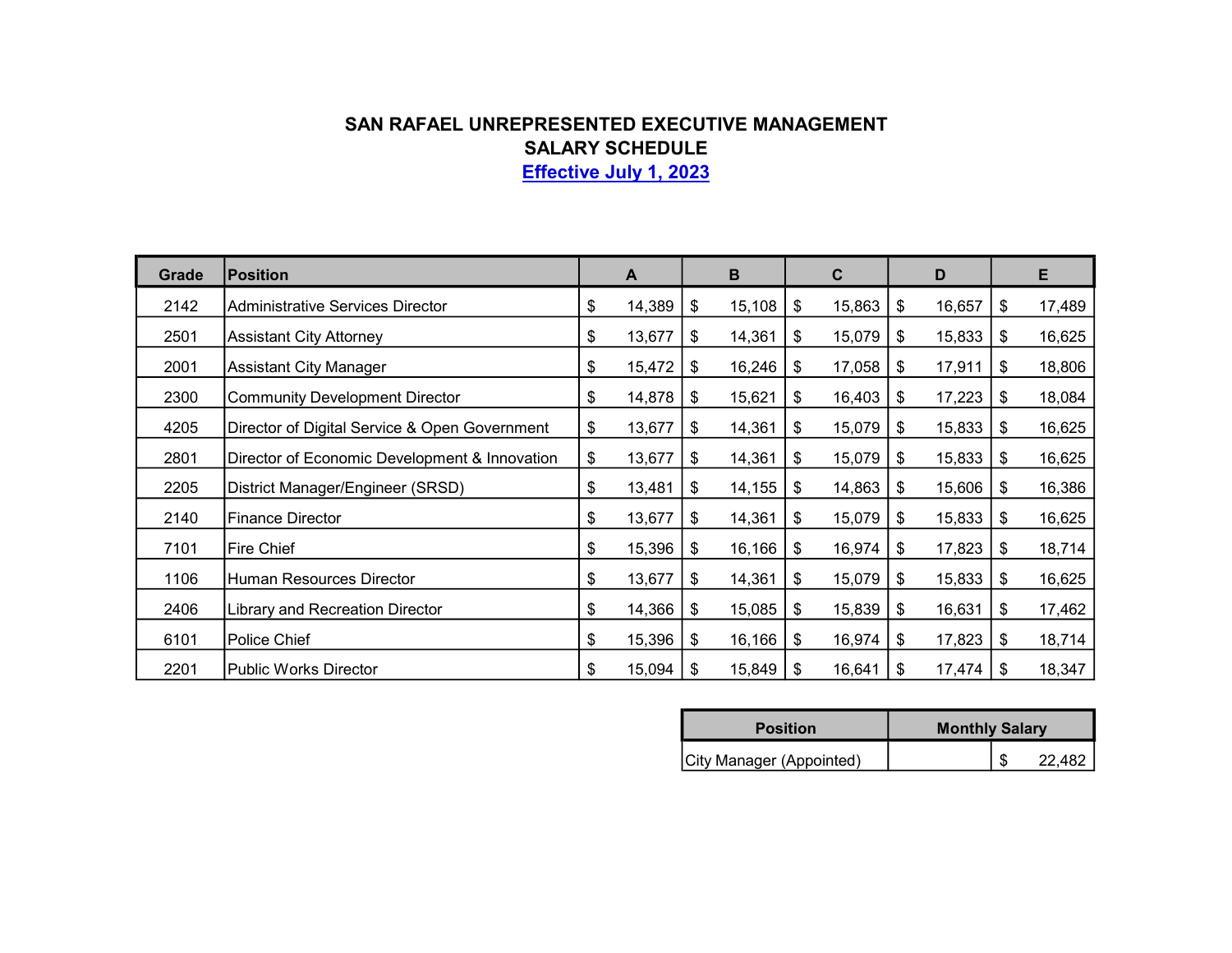# SAN RAFAEL UNREPRESENTED EXECUTIVE MANAGEMENT
# SALARY SCHEDULE
## Effective July 1, 2023

| Grade | Position | A | B | C | D | E |
|---|---|---|---|---|---|---|
| 2142 | Administrative Services Director | $ 14,389 | $ 15,108 | $ 15,863 | $ 16,657 | $ 17,489 |
| 2501 | Assistant City Attorney | $ 13,677 | $ 14,361 | $ 15,079 | $ 15,833 | $ 16,625 |
| 2001 | Assistant City Manager | $ 15,472 | $ 16,246 | $ 17,058 | $ 17,911 | $ 18,806 |
| 2300 | Community Development Director | $ 14,878 | $ 15,621 | $ 16,403 | $ 17,223 | $ 18,084 |
| 4205 | Director of Digital Service & Open Government | $ 13,677 | $ 14,361 | $ 15,079 | $ 15,833 | $ 16,625 |
| 2801 | Director of Economic Development & Innovation | $ 13,677 | $ 14,361 | $ 15,079 | $ 15,833 | $ 16,625 |
| 2205 | District Manager/Engineer (SRSD) | $ 13,481 | $ 14,155 | $ 14,863 | $ 15,606 | $ 16,386 |
| 2140 | Finance Director | $ 13,677 | $ 14,361 | $ 15,079 | $ 15,833 | $ 16,625 |
| 7101 | Fire Chief | $ 15,396 | $ 16,166 | $ 16,974 | $ 17,823 | $ 18,714 |
| 1106 | Human Resources Director | $ 13,677 | $ 14,361 | $ 15,079 | $ 15,833 | $ 16,625 |
| 2406 | Library and Recreation Director | $ 14,366 | $ 15,085 | $ 15,839 | $ 16,631 | $ 17,462 |
| 6101 | Police Chief | $ 15,396 | $ 16,166 | $ 16,974 | $ 17,823 | $ 18,714 |
| 2201 | Public Works Director | $ 15,094 | $ 15,849 | $ 16,641 | $ 17,474 | $ 18,347 |

| Position | Monthly Salary |
|---|---|
| City Manager (Appointed) | $ 22,482 |